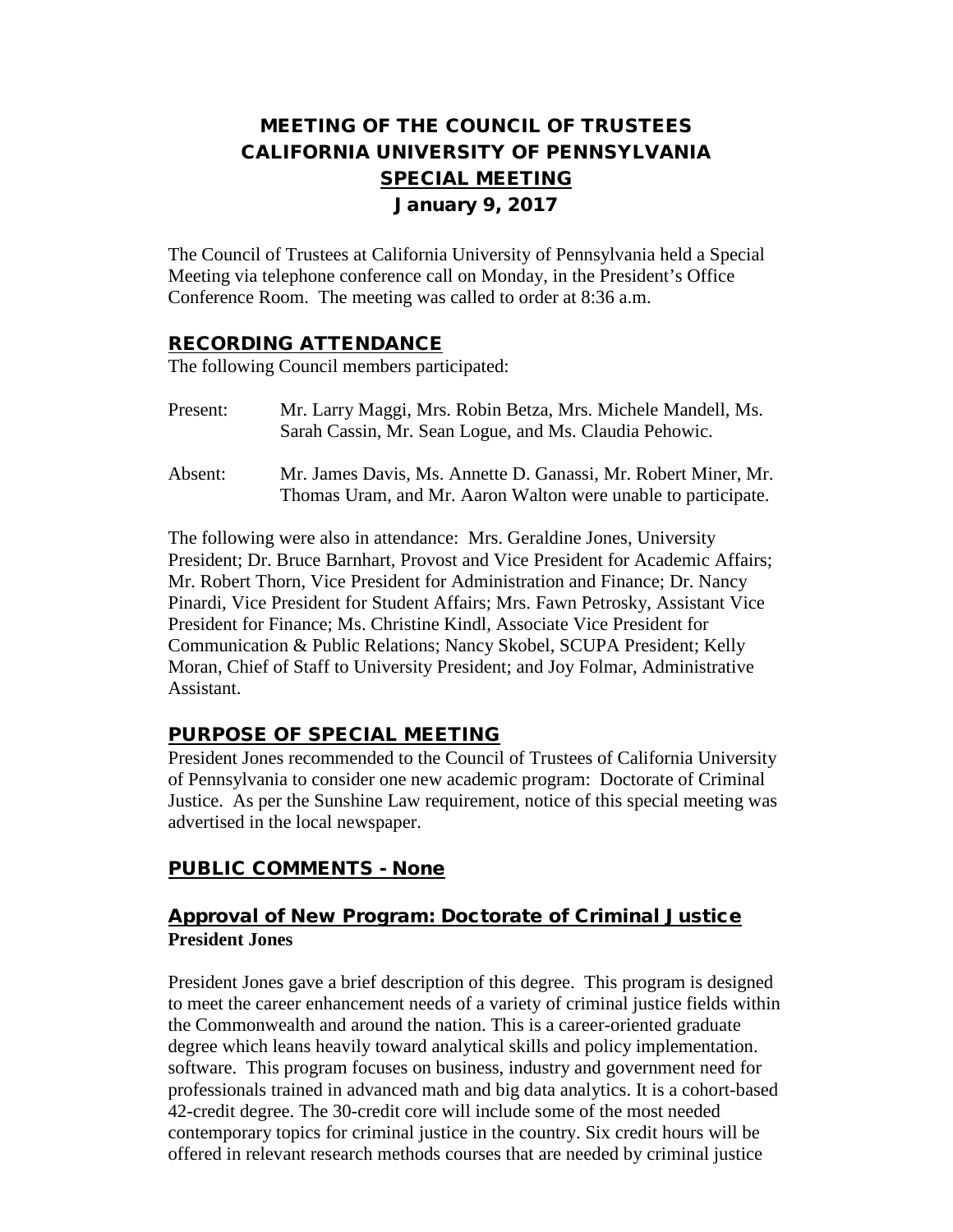# MEETING OF THE COUNCIL OF TRUSTEES
# CALIFORNIA UNIVERSITY OF PENNSYLVANIA
# SPECIAL MEETING
# January 9, 2017

The Council of Trustees at California University of Pennsylvania held a Special Meeting via telephone conference call on Monday, in the President's Office Conference Room. The meeting was called to order at 8:36 a.m.

## RECORDING ATTENDANCE

The following Council members participated:

Present: Mr. Larry Maggi, Mrs. Robin Betza, Mrs. Michele Mandell, Ms. Sarah Cassin, Mr. Sean Logue, and Ms. Claudia Pehowic.

Absent: Mr. James Davis, Ms. Annette D. Ganassi, Mr. Robert Miner, Mr. Thomas Uram, and Mr. Aaron Walton were unable to participate.

The following were also in attendance: Mrs. Geraldine Jones, University President; Dr. Bruce Barnhart, Provost and Vice President for Academic Affairs; Mr. Robert Thorn, Vice President for Administration and Finance; Dr. Nancy Pinardi, Vice President for Student Affairs; Mrs. Fawn Petrosky, Assistant Vice President for Finance; Ms. Christine Kindl, Associate Vice President for Communication & Public Relations; Nancy Skobel, SCUPA President; Kelly Moran, Chief of Staff to University President; and Joy Folmar, Administrative Assistant.

## PURPOSE OF SPECIAL MEETING

President Jones recommended to the Council of Trustees of California University of Pennsylvania to consider one new academic program: Doctorate of Criminal Justice. As per the Sunshine Law requirement, notice of this special meeting was advertised in the local newspaper.

## PUBLIC COMMENTS - None

## Approval of New Program: Doctorate of Criminal Justice

**President Jones**

President Jones gave a brief description of this degree. This program is designed to meet the career enhancement needs of a variety of criminal justice fields within the Commonwealth and around the nation. This is a career-oriented graduate degree which leans heavily toward analytical skills and policy implementation. software. This program focuses on business, industry and government need for professionals trained in advanced math and big data analytics. It is a cohort-based 42-credit degree. The 30-credit core will include some of the most needed contemporary topics for criminal justice in the country. Six credit hours will be offered in relevant research methods courses that are needed by criminal justice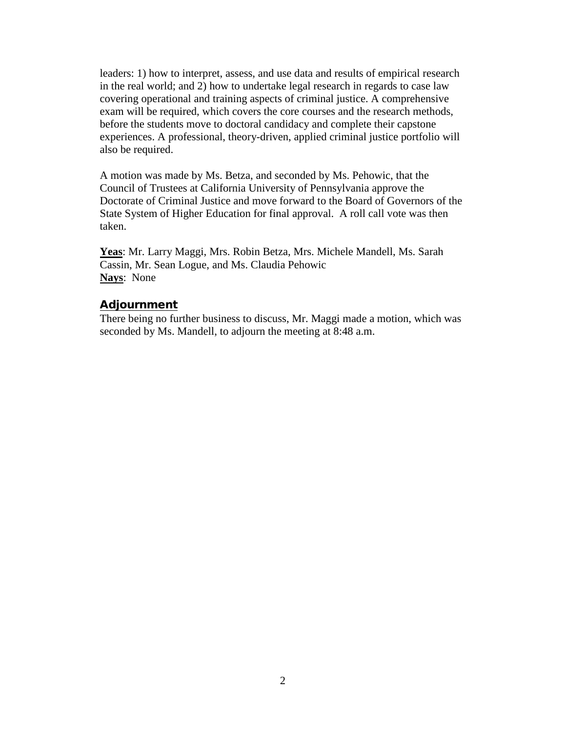leaders: 1) how to interpret, assess, and use data and results of empirical research in the real world; and 2) how to undertake legal research in regards to case law covering operational and training aspects of criminal justice. A comprehensive exam will be required, which covers the core courses and the research methods, before the students move to doctoral candidacy and complete their capstone experiences. A professional, theory-driven, applied criminal justice portfolio will also be required.

A motion was made by Ms. Betza, and seconded by Ms. Pehowic, that the Council of Trustees at California University of Pennsylvania approve the Doctorate of Criminal Justice and move forward to the Board of Governors of the State System of Higher Education for final approval. A roll call vote was then taken.

**Yeas**: Mr. Larry Maggi, Mrs. Robin Betza, Mrs. Michele Mandell, Ms. Sarah Cassin, Mr. Sean Logue, and Ms. Claudia Pehowic
**Nays**: None

## Adjournment

There being no further business to discuss, Mr. Maggi made a motion, which was seconded by Ms. Mandell, to adjourn the meeting at 8:48 a.m.